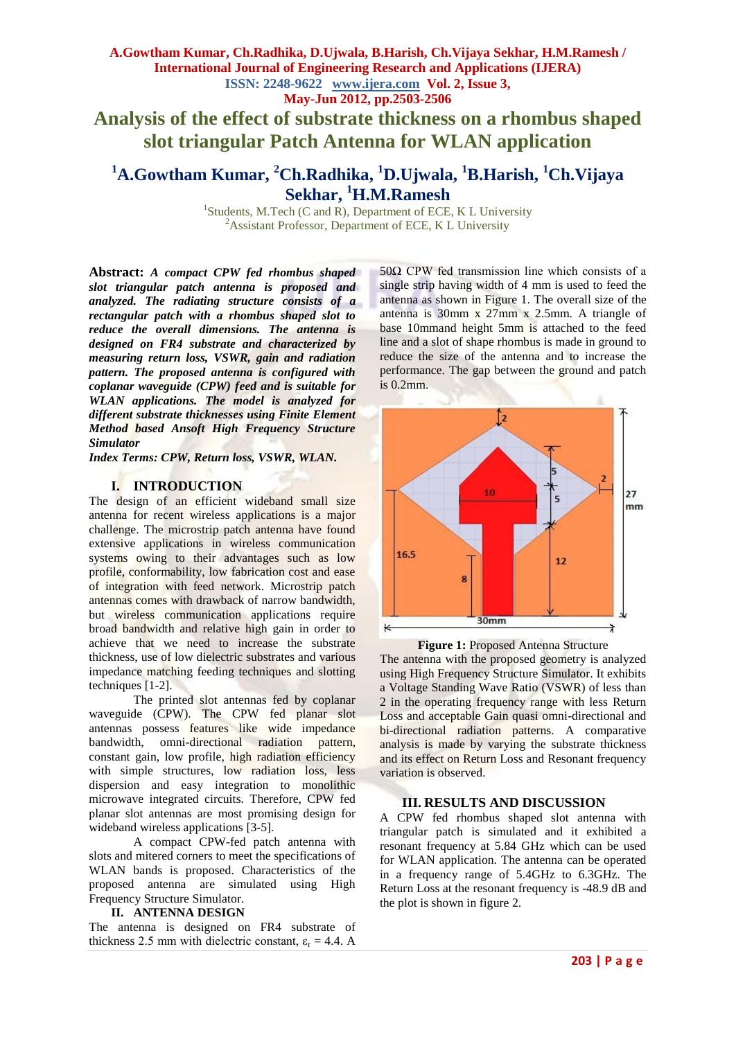# Analysis of the effect of substrate thickness on a rhombus shaped slot triangular Patch Antenna for WLAN application

**[1]A.Gowtham Kumar, [2]Ch.Radhika, [1]D.Ujwala, [1]B.Harish, [1]Ch.Vijaya Sekhar, [1]H.M.Ramesh**

[1]Students, M.Tech (C and R), Department of ECE, K L University
[2]Assistant Professor, Department of ECE, K L University

**Abstract:** ***A compact CPW fed rhombus shaped slot triangular patch antenna is proposed and analyzed. The radiating structure consists of a rectangular patch with a rhombus shaped slot to reduce the overall dimensions. The antenna is designed on FR4 substrate and characterized by measuring return loss, VSWR, gain and radiation pattern. The proposed antenna is configured with coplanar waveguide (CPW) feed and is suitable for WLAN applications. The model is analyzed for different substrate thicknesses using Finite Element Method based Ansoft High Frequency Structure Simulator***

***Index Terms: CPW, Return loss, VSWR, WLAN.***

## I. INTRODUCTION

The design of an efficient wideband small size antenna for recent wireless applications is a major challenge. The microstrip patch antenna have found extensive applications in wireless communication systems owing to their advantages such as low profile, conformability, low fabrication cost and ease of integration with feed network. Microstrip patch antennas comes with drawback of narrow bandwidth, but wireless communication applications require broad bandwidth and relative high gain in order to achieve that we need to increase the substrate thickness, use of low dielectric substrates and various impedance matching feeding techniques and slotting techniques [1-2].

The printed slot antennas fed by coplanar waveguide (CPW). The CPW fed planar slot antennas possess features like wide impedance bandwidth, omni-directional radiation pattern, constant gain, low profile, high radiation efficiency with simple structures, low radiation loss, less dispersion and easy integration to monolithic microwave integrated circuits. Therefore, CPW fed planar slot antennas are most promising design for wideband wireless applications [3-5].

A compact CPW-fed patch antenna with slots and mitered corners to meet the specifications of WLAN bands is proposed. Characteristics of the proposed antenna are simulated using High Frequency Structure Simulator.

## II. ANTENNA DESIGN

The antenna is designed on FR4 substrate of thickness 2.5 mm with dielectric constant, $\varepsilon_r = 4.4$. A 50Ω CPW fed transmission line which consists of a single strip having width of 4 mm is used to feed the antenna as shown in Figure 1. The overall size of the antenna is 30mm x 27mm x 2.5mm. A triangle of base 10mmand height 5mm is attached to the feed line and a slot of shape rhombus is made in ground to reduce the size of the antenna and to increase the performance. The gap between the ground and patch is 0.2mm.

**Figure 1:** Proposed Antenna Structure

The antenna with the proposed geometry is analyzed using High Frequency Structure Simulator. It exhibits a Voltage Standing Wave Ratio (VSWR) of less than 2 in the operating frequency range with less Return Loss and acceptable Gain quasi omni-directional and bi-directional radiation patterns. A comparative analysis is made by varying the substrate thickness and its effect on Return Loss and Resonant frequency variation is observed.

## III. RESULTS AND DISCUSSION

A CPW fed rhombus shaped slot antenna with triangular patch is simulated and it exhibited a resonant frequency at 5.84 GHz which can be used for WLAN application. The antenna can be operated in a frequency range of 5.4GHz to 6.3GHz. The Return Loss at the resonant frequency is -48.9 dB and the plot is shown in figure 2.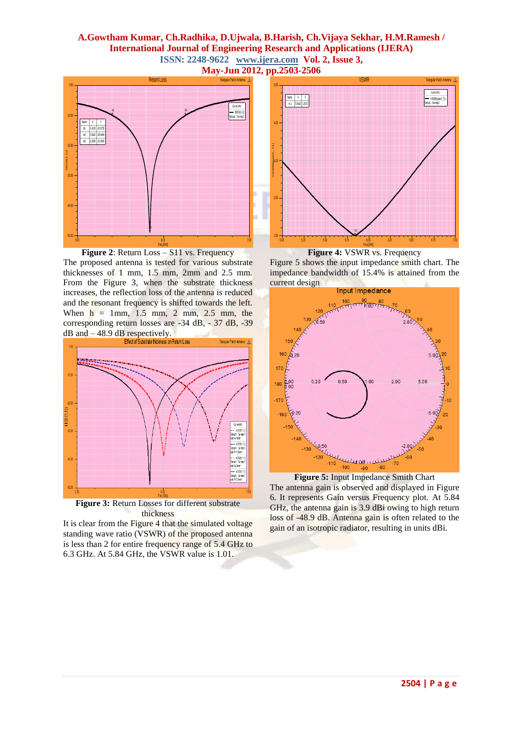**Figure 2**: Return Loss – S11 vs. Frequency

The proposed antenna is tested for various substrate thicknesses of 1 mm, 1.5 mm, 2mm and 2.5 mm. From the Figure 3, when the substrate thickness increases, the reflection loss of the antenna is reduced and the resonant frequency is shifted towards the left. When h = 1mm, 1.5 mm, 2 mm, 2.5 mm, the corresponding return losses are -34 dB, - 37 dB, -39 dB and – 48.9 dB respectively.

**Figure 3:** Return Losses for different substrate thickness

It is clear from the Figure 4 that the simulated voltage standing wave ratio (VSWR) of the proposed antenna is less than 2 for entire frequency range of 5.4 GHz to 6.3 GHz. At 5.84 GHz, the VSWR value is 1.01.

**Figure 4:** VSWR vs. Frequency

Figure 5 shows the input impedance smith chart. The impedance bandwidth of 15.4% is attained from the current design

**Figure 5:** Input Impedance Smith Chart

The antenna gain is observed and displayed in Figure 6. It represents Gain versus Frequency plot. At 5.84 GHz, the antenna gain is 3.9 dBi owing to high return loss of -48.9 dB. Antenna gain is often related to the gain of an isotropic radiator, resulting in units dBi.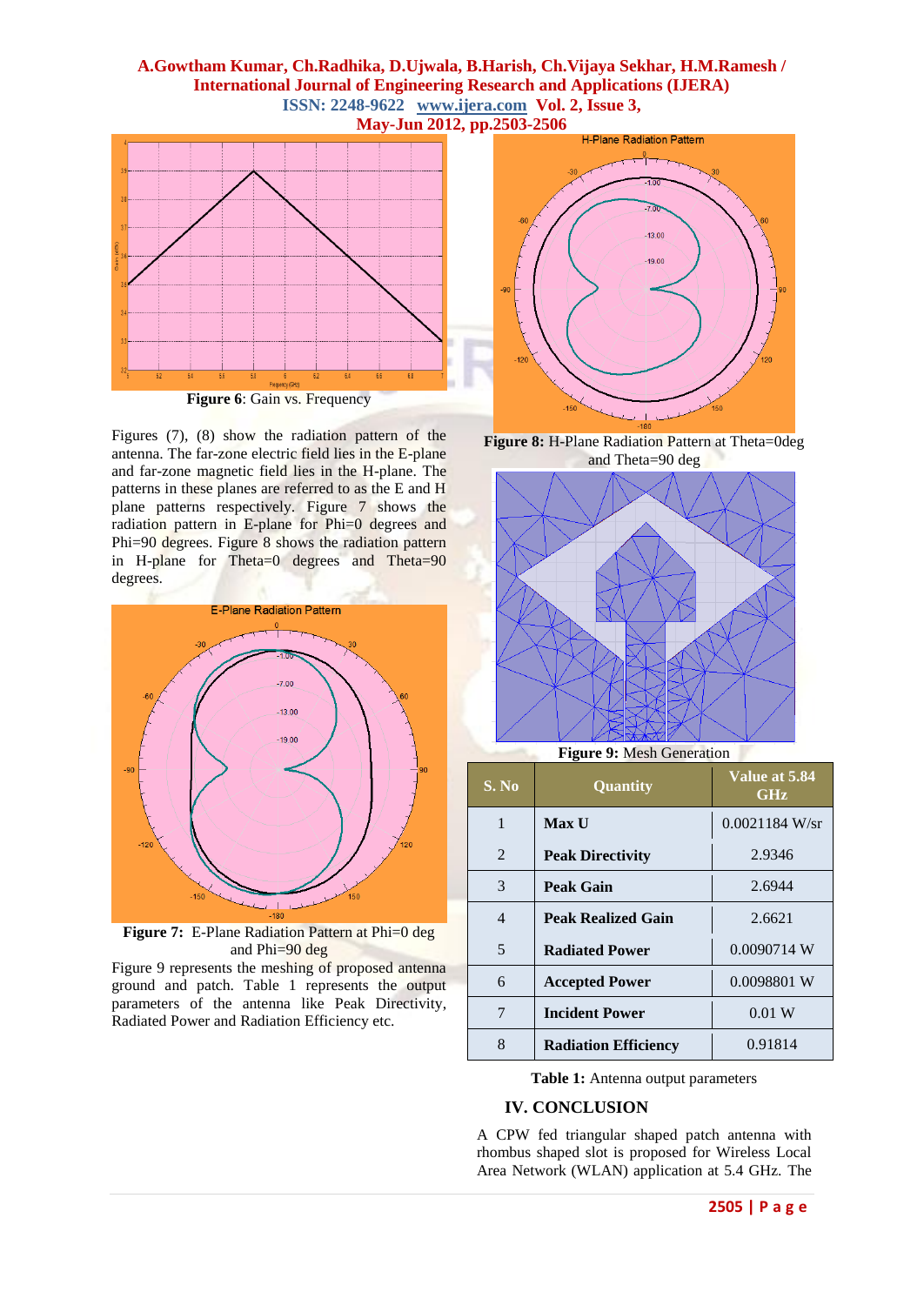Figure 6: Gain vs. Frequency

Figures (7), (8) show the radiation pattern of the antenna. The far-zone electric field lies in the E-plane and far-zone magnetic field lies in the H-plane. The patterns in these planes are referred to as the E and H plane patterns respectively. Figure 7 shows the radiation pattern in E-plane for Phi=0 degrees and Phi=90 degrees. Figure 8 shows the radiation pattern in H-plane for Theta=0 degrees and Theta=90 degrees.

**Figure 7:** E-Plane Radiation Pattern at Phi=0 deg and Phi=90 deg

Figure 9 represents the meshing of proposed antenna ground and patch. Table 1 represents the output parameters of the antenna like Peak Directivity, Radiated Power and Radiation Efficiency etc.

**Figure 8:** H-Plane Radiation Pattern at Theta=0deg and Theta=90 deg

**Figure 9:** Mesh Generation

| S. No | Quantity | Value at 5.84 GHz |
|---|---|---|
| 1 | **Max U** | 0.0021184 W/sr |
| 2 | **Peak Directivity** | 2.9346 |
| 3 | **Peak Gain** | 2.6944 |
| 4 | **Peak Realized Gain** | 2.6621 |
| 5 | **Radiated Power** | 0.0090714 W |
| 6 | **Accepted Power** | 0.0098801 W |
| 7 | **Incident Power** | 0.01 W |
| 8 | **Radiation Efficiency** | 0.91814 |

**Table 1:** Antenna output parameters

## IV. CONCLUSION

A CPW fed triangular shaped patch antenna with rhombus shaped slot is proposed for Wireless Local Area Network (WLAN) application at 5.4 GHz. The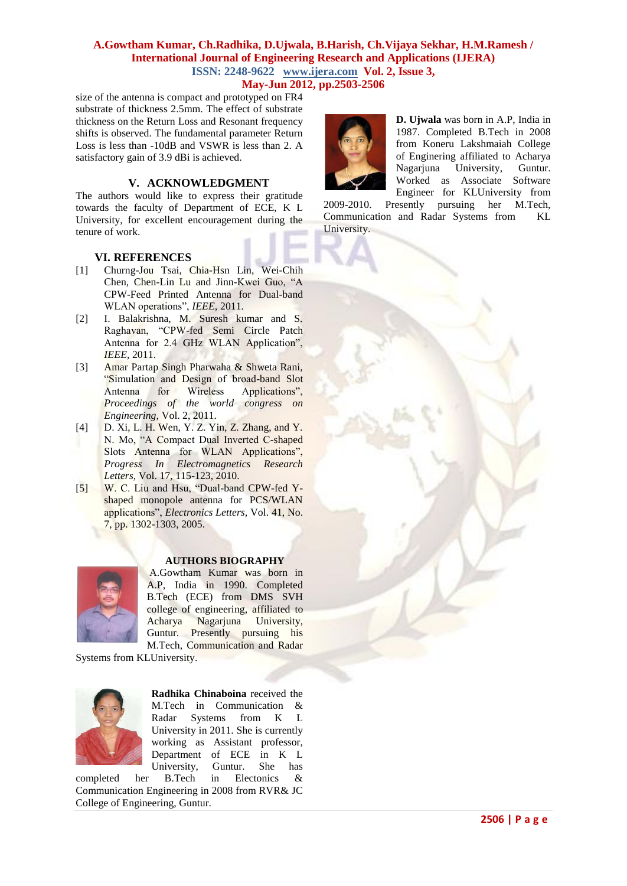size of the antenna is compact and prototyped on FR4 substrate of thickness 2.5mm. The effect of substrate thickness on the Return Loss and Resonant frequency shifts is observed. The fundamental parameter Return Loss is less than -10dB and VSWR is less than 2. A satisfactory gain of 3.9 dBi is achieved.

## V. ACKNOWLEDGMENT

The authors would like to express their gratitude towards the faculty of Department of ECE, K L University, for excellent encouragement during the tenure of work.

## VI. REFERENCES

[1] Churng-Jou Tsai, Chia-Hsn Lin, Wei-Chih Chen, Chen-Lin Lu and Jinn-Kwei Guo, "A CPW-Feed Printed Antenna for Dual-band WLAN operations", *IEEE,* 2011.

[2] I. Balakrishna, M. Suresh kumar and S. Raghavan, "CPW-fed Semi Circle Patch Antenna for 2.4 GHz WLAN Application", *IEEE,* 2011.

[3] Amar Partap Singh Pharwaha & Shweta Rani, "Simulation and Design of broad-band Slot Antenna for Wireless Applications", *Proceedings of the world congress on Engineering,* Vol. 2, 2011.

[4] D. Xi, L. H. Wen, Y. Z. Yin, Z. Zhang, and Y. N. Mo, "A Compact Dual Inverted C-shaped Slots Antenna for WLAN Applications", *Progress In Electromagnetics Research Letters,* Vol. 17, 115-123, 2010.

[5] W. C. Liu and Hsu, "Dual-band CPW-fed Y-shaped monopole antenna for PCS/WLAN applications", *Electronics Letters*, Vol. 41, No. 7, pp. 1302-1303, 2005.

## AUTHORS BIOGRAPHY

A.Gowtham Kumar was born in A.P, India in 1990. Completed B.Tech (ECE) from DMS SVH college of engineering, affiliated to Acharya Nagarjuna University, Guntur. Presently pursuing his M.Tech, Communication and Radar Systems from KLUniversity.

**Radhika Chinaboina** received the M.Tech in Communication & Radar Systems from K L University in 2011. She is currently working as Assistant professor, Department of ECE in K L University, Guntur. She has completed her B.Tech in Electonics & Communication Engineering in 2008 from RVR& JC College of Engineering, Guntur.

**D. Ujwala** was born in A.P, India in 1987. Completed B.Tech in 2008 from Koneru Lakshmaiah College of Enginering affiliated to Acharya Nagarjuna University, Guntur. Worked as Associate Software Engineer for KLUniversity from 2009-2010. Presently pursuing her M.Tech, Communication and Radar Systems from KL University.